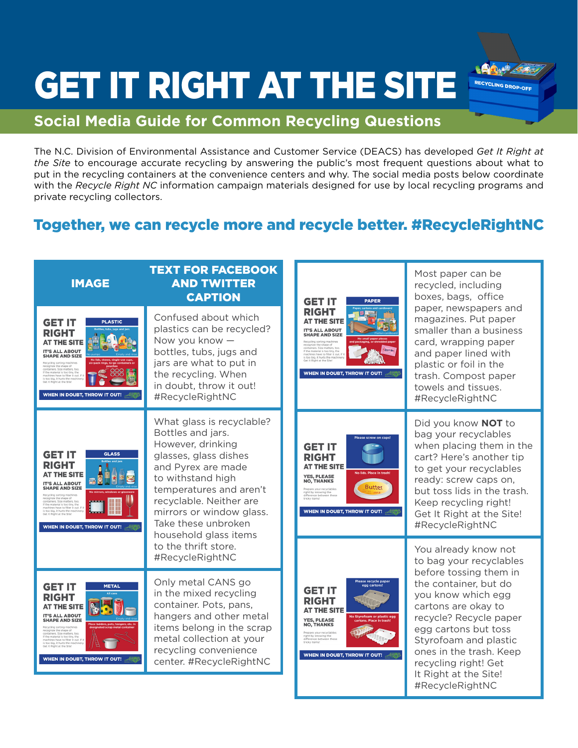# GET IT RIGHT AT THE SITE

## Social Media Guide for Common Recycling Questions

The N.C. Division of Environmental Assistance and Customer Service (DEACS) has developed *Get It Right at the Site* to encourage accurate recycling by answering the public's most frequent questions about what to put in the recycling containers at the convenience centers and why. The social media posts below coordinate with the *Recycle Right NC* information campaign materials designed for use by local recycling programs and private recycling collectors.

### Together, we can recycle more and recycle better. #RecycleRightNC

| IMAGE | TEXT FOR FACEBOOK AND TWITTER CAPTION |
|---|---|
| GET IT RIGHT AT THE SITE – PLASTIC | Confused about which plastics can be recycled? Now you know — bottles, tubs, jugs and jars are what to put in the recycling. When in doubt, throw it out! #RecycleRightNC |
| GET IT RIGHT AT THE SITE – GLASS | What glass is recyclable? Bottles and jars. However, drinking glasses, glass dishes and Pyrex are made to withstand high temperatures and aren't recyclable. Neither are mirrors or window glass. Take these unbroken household glass items to the thrift store. #RecycleRightNC |
| GET IT RIGHT AT THE SITE – METAL | Only metal CANS go in the mixed recycling container. Pots, pans, hangers and other metal items belong in the scrap metal collection at your recycling convenience center. #RecycleRightNC |
| GET IT RIGHT AT THE SITE – PAPER | Most paper can be recycled, including boxes, bags, office paper, newspapers and magazines. Put paper smaller than a business card, wrapping paper and paper lined with plastic or foil in the trash. Compost paper towels and tissues. #RecycleRightNC |
| GET IT RIGHT AT THE SITE – YES, PLEASE NO, THANKS (caps/lids) | Did you know **NOT** to bag your recyclables when placing them in the cart? Here's another tip to get your recyclables ready: screw caps on, but toss lids in the trash. Keep recycling right! Get It Right at the Site! #RecycleRightNC |
| GET IT RIGHT AT THE SITE – YES, PLEASE NO, THANKS (egg cartons) | You already know not to bag your recyclables before tossing them in the container, but do you know which egg cartons are okay to recycle? Recycle paper egg cartons but toss Styrofoam and plastic ones in the trash. Keep recycling right! Get It Right at the Site! #RecycleRightNC |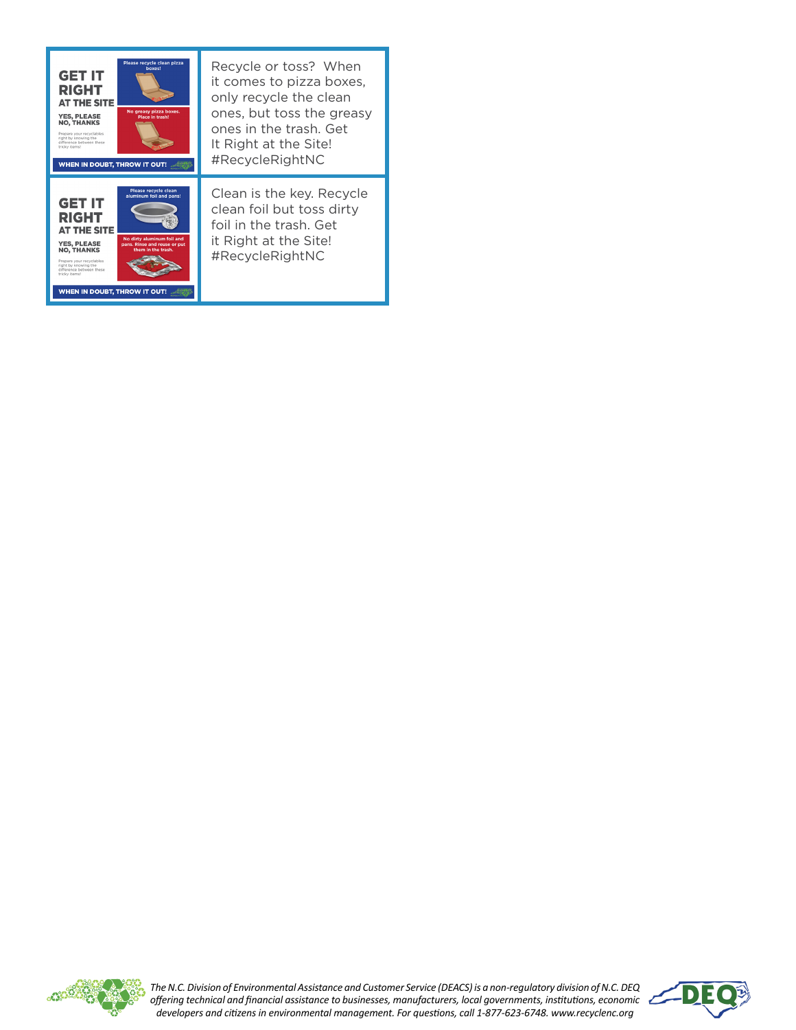| | |
|---|---|
| GET IT RIGHT AT THE SITE<br>YES, PLEASE<br>NO, THANKS<br>Prepare your recyclables right by knowing the difference between these tricky items!<br>Please recycle clean pizza boxes!<br>No greasy pizza boxes. Place in trash!<br>WHEN IN DOUBT, THROW IT OUT! | Recycle or toss? When it comes to pizza boxes, only recycle the clean ones, but toss the greasy ones in the trash. Get It Right at the Site! #RecycleRightNC |
| GET IT RIGHT AT THE SITE<br>YES, PLEASE<br>NO, THANKS<br>Prepare your recyclables right by knowing the difference between these tricky items!<br>Please recycle clean aluminum foil and pans!<br>No dirty aluminum foil and pans. Rinse and reuse or put them in the trash.<br>WHEN IN DOUBT, THROW IT OUT! | Clean is the key. Recycle clean foil but toss dirty foil in the trash. Get it Right at the Site! #RecycleRightNC |

*The N.C. Division of Environmental Assistance and Customer Service (DEACS) is a non-regulatory division of N.C. DEQ offering technical and financial assistance to businesses, manufacturers, local governments, institutions, economic developers and citizens in environmental management. For questions, call 1-877-623-6748. www.recyclenc.org*

DEQ